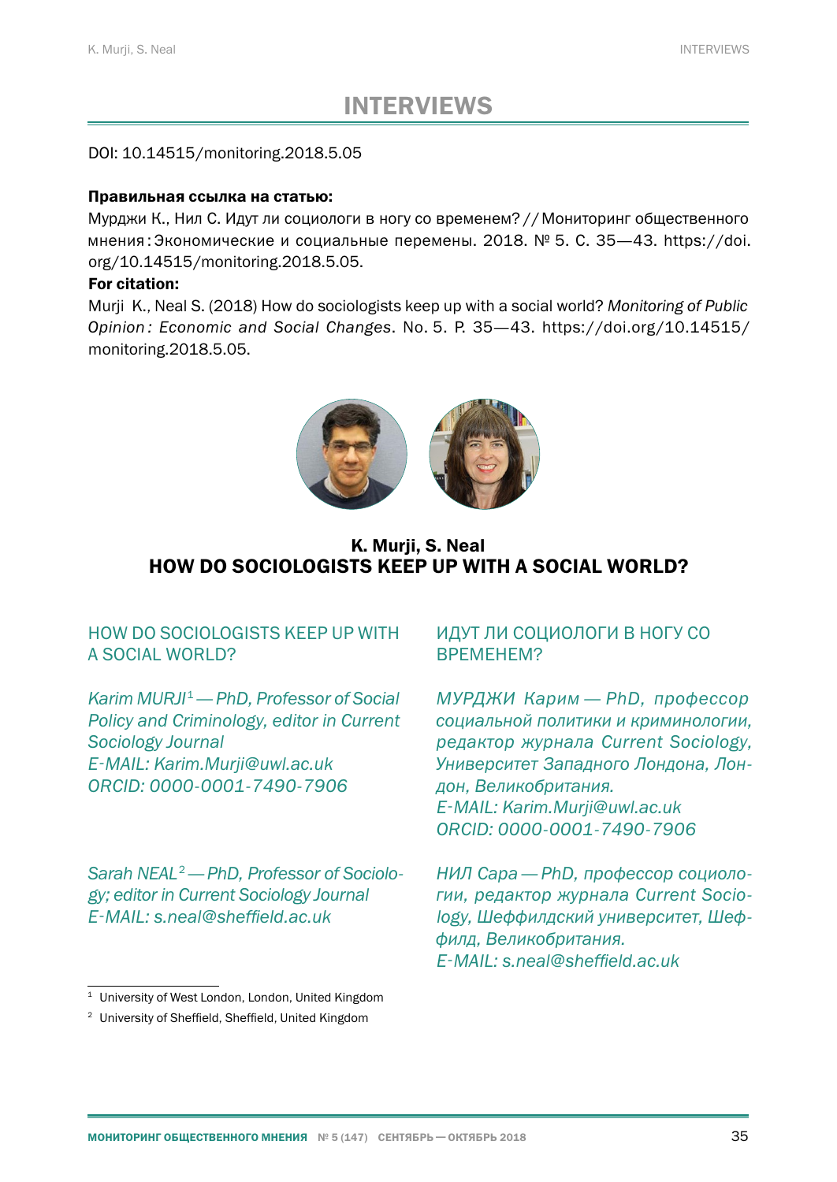# INTERVIEWS

DOI: 10.14515/monitoring.2018.5.05

**Правильная ссылка на статью:**

Мурджи К., Нил С. Идут ли социологи в ногу со временем? // Мониторинг общественного мнения: Экономические и социальные перемены. 2018. № 5. С. 35—43. https://doi.org/10.14515/monitoring.2018.5.05.

**For citation:**

Murji K., Neal S. (2018) How do sociologists keep up with a social world? *Monitoring of Public Opinion: Economic and Social Changes*. No. 5. P. 35—43. https://doi.org/10.14515/monitoring.2018.5.05.

**K. Murji, S. Neal**

## HOW DO SOCIOLOGISTS KEEP UP WITH A SOCIAL WORLD?

HOW DO SOCIOLOGISTS KEEP UP WITH A SOCIAL WORLD?

*Karim MURJI*[1] *— PhD, Professor of Social Policy and Criminology, editor in Current Sociology Journal*
*E-MAIL: Karim.Murji@uwl.ac.uk*
*ORCID: 0000-0001-7490-7906*

*Sarah NEAL*[2] *— PhD, Professor of Sociology; editor in Current Sociology Journal*
*E-MAIL: s.neal@sheffield.ac.uk*

ИДУТ ЛИ СОЦИОЛОГИ В НОГУ СО ВРЕМЕНЕМ?

*МУРДЖИ Карим — PhD, профессор социальной политики и криминологии, редактор журнала Current Sociology, Университет Западного Лондона, Лондон, Великобритания.*
*E-MAIL: Karim.Murji@uwl.ac.uk*
*ORCID: 0000-0001-7490-7906*

*НИЛ Сара — PhD, профессор социологии, редактор журнала Current Sociology, Шеффилдский университет, Шеффилд, Великобритания.*
*E-MAIL: s.neal@sheffield.ac.uk*

---

[1] University of West London, London, United Kingdom

[2] University of Sheffield, Sheffield, United Kingdom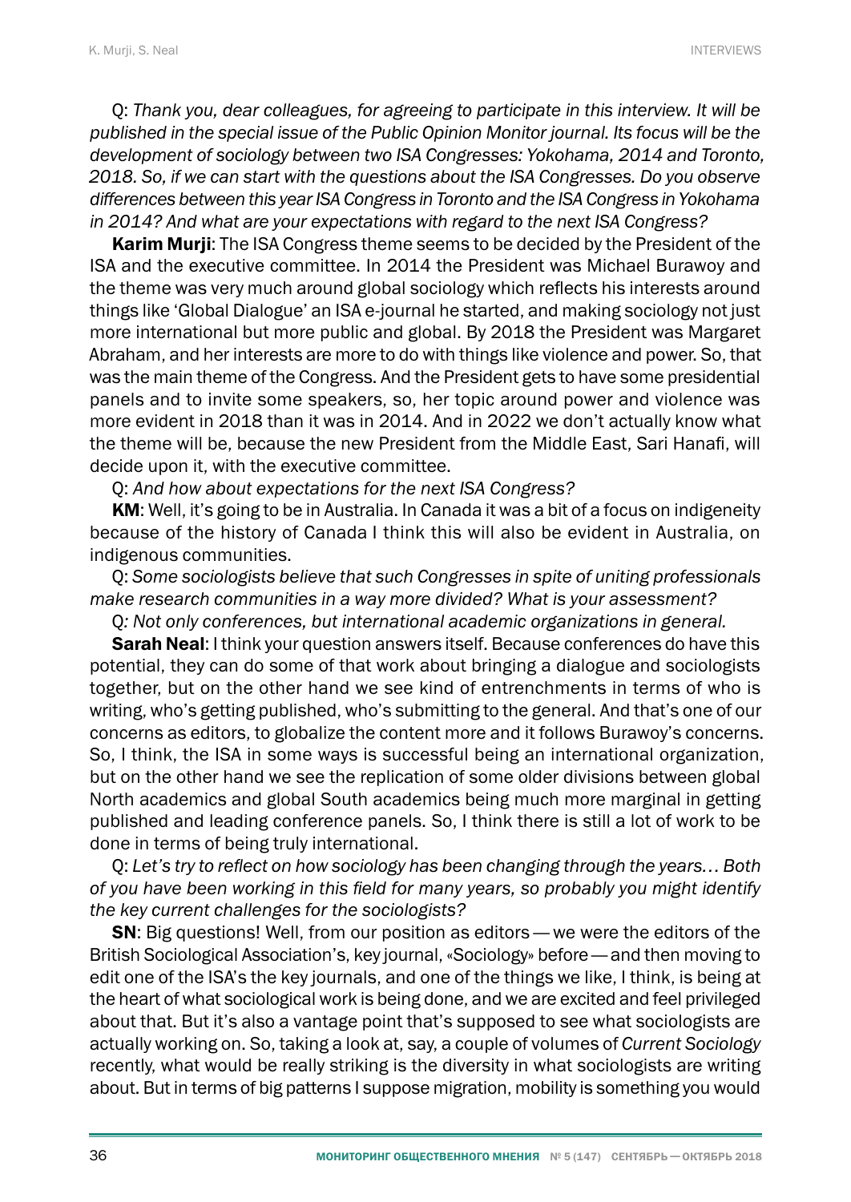Q: *Thank you, dear colleagues, for agreeing to participate in this interview. It will be published in the special issue of the Public Opinion Monitor journal. Its focus will be the development of sociology between two ISA Congresses: Yokohama, 2014 and Toronto, 2018. So, if we can start with the questions about the ISA Congresses. Do you observe differences between this year ISA Congress in Toronto and the ISA Congress in Yokohama in 2014? And what are your expectations with regard to the next ISA Congress?*

**Karim Murji**: The ISA Congress theme seems to be decided by the President of the ISA and the executive committee. In 2014 the President was Michael Burawoy and the theme was very much around global sociology which reflects his interests around things like 'Global Dialogue' an ISA e-journal he started, and making sociology not just more international but more public and global. By 2018 the President was Margaret Abraham, and her interests are more to do with things like violence and power. So, that was the main theme of the Congress. And the President gets to have some presidential panels and to invite some speakers, so, her topic around power and violence was more evident in 2018 than it was in 2014. And in 2022 we don't actually know what the theme will be, because the new President from the Middle East, Sari Hanafi, will decide upon it, with the executive committee.

Q: *And how about expectations for the next ISA Congress?*

**KM**: Well, it's going to be in Australia. In Canada it was a bit of a focus on indigeneity because of the history of Canada I think this will also be evident in Australia, on indigenous communities.

Q: *Some sociologists believe that such Congresses in spite of uniting professionals make research communities in a way more divided? What is your assessment?*

Q*: Not only conferences, but international academic organizations in general.*

**Sarah Neal**: I think your question answers itself. Because conferences do have this potential, they can do some of that work about bringing a dialogue and sociologists together, but on the other hand we see kind of entrenchments in terms of who is writing, who's getting published, who's submitting to the general. And that's one of our concerns as editors, to globalize the content more and it follows Burawoy's concerns. So, I think, the ISA in some ways is successful being an international organization, but on the other hand we see the replication of some older divisions between global North academics and global South academics being much more marginal in getting published and leading conference panels. So, I think there is still a lot of work to be done in terms of being truly international.

Q: *Let's try to reflect on how sociology has been changing through the years… Both of you have been working in this field for many years, so probably you might identify the key current challenges for the sociologists?*

**SN**: Big questions! Well, from our position as editors — we were the editors of the British Sociological Association's, key journal, «Sociology» before — and then moving to edit one of the ISA's the key journals, and one of the things we like, I think, is being at the heart of what sociological work is being done, and we are excited and feel privileged about that. But it's also a vantage point that's supposed to see what sociologists are actually working on. So, taking a look at, say, a couple of volumes of *Current Sociology* recently, what would be really striking is the diversity in what sociologists are writing about. But in terms of big patterns I suppose migration, mobility is something you would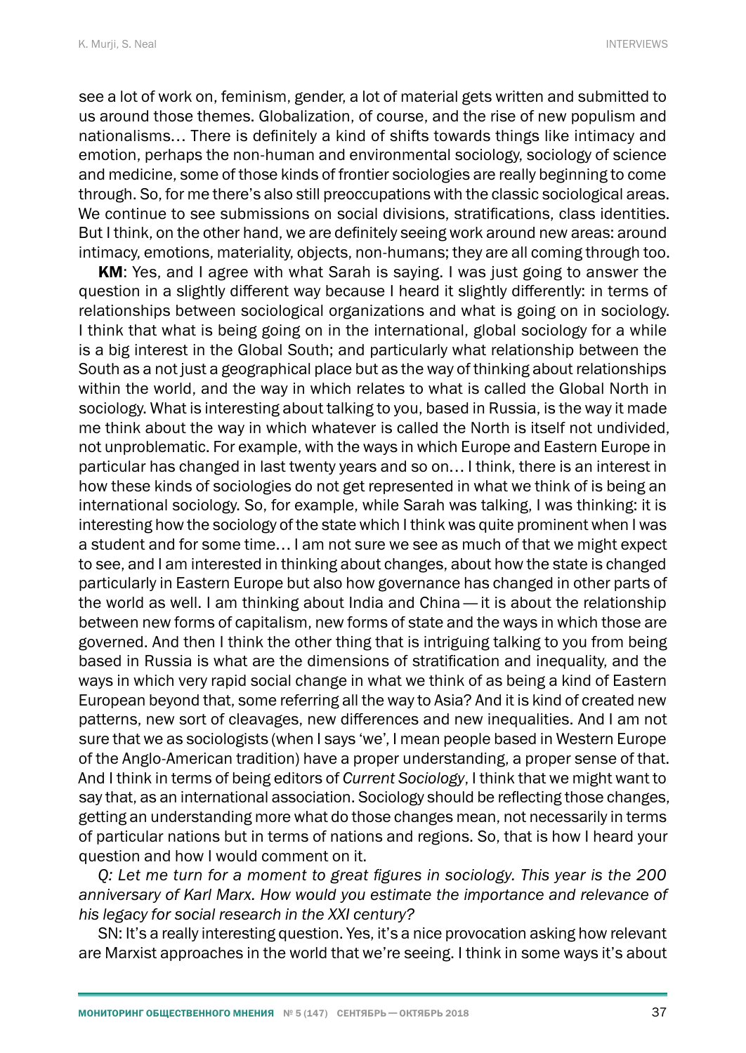see a lot of work on, feminism, gender, a lot of material gets written and submitted to us around those themes. Globalization, of course, and the rise of new populism and nationalisms… There is definitely a kind of shifts towards things like intimacy and emotion, perhaps the non-human and environmental sociology, sociology of science and medicine, some of those kinds of frontier sociologies are really beginning to come through. So, for me there's also still preoccupations with the classic sociological areas. We continue to see submissions on social divisions, stratifications, class identities. But I think, on the other hand, we are definitely seeing work around new areas: around intimacy, emotions, materiality, objects, non-humans; they are all coming through too.

**KM**: Yes, and I agree with what Sarah is saying. I was just going to answer the question in a slightly different way because I heard it slightly differently: in terms of relationships between sociological organizations and what is going on in sociology. I think that what is being going on in the international, global sociology for a while is a big interest in the Global South; and particularly what relationship between the South as a not just a geographical place but as the way of thinking about relationships within the world, and the way in which relates to what is called the Global North in sociology. What is interesting about talking to you, based in Russia, is the way it made me think about the way in which whatever is called the North is itself not undivided, not unproblematic. For example, with the ways in which Europe and Eastern Europe in particular has changed in last twenty years and so on… I think, there is an interest in how these kinds of sociologies do not get represented in what we think of is being an international sociology. So, for example, while Sarah was talking, I was thinking: it is interesting how the sociology of the state which I think was quite prominent when I was a student and for some time… I am not sure we see as much of that we might expect to see, and I am interested in thinking about changes, about how the state is changed particularly in Eastern Europe but also how governance has changed in other parts of the world as well. I am thinking about India and China — it is about the relationship between new forms of capitalism, new forms of state and the ways in which those are governed. And then I think the other thing that is intriguing talking to you from being based in Russia is what are the dimensions of stratification and inequality, and the ways in which very rapid social change in what we think of as being a kind of Eastern European beyond that, some referring all the way to Asia? And it is kind of created new patterns, new sort of cleavages, new differences and new inequalities. And I am not sure that we as sociologists (when I says 'we', I mean people based in Western Europe of the Anglo-American tradition) have a proper understanding, a proper sense of that. And I think in terms of being editors of *Current Sociology*, I think that we might want to say that, as an international association. Sociology should be reflecting those changes, getting an understanding more what do those changes mean, not necessarily in terms of particular nations but in terms of nations and regions. So, that is how I heard your question and how I would comment on it.

*Q: Let me turn for a moment to great figures in sociology. This year is the 200 anniversary of Karl Marx. How would you estimate the importance and relevance of his legacy for social research in the XXI century?*

SN: It's a really interesting question. Yes, it's a nice provocation asking how relevant are Marxist approaches in the world that we're seeing. I think in some ways it's about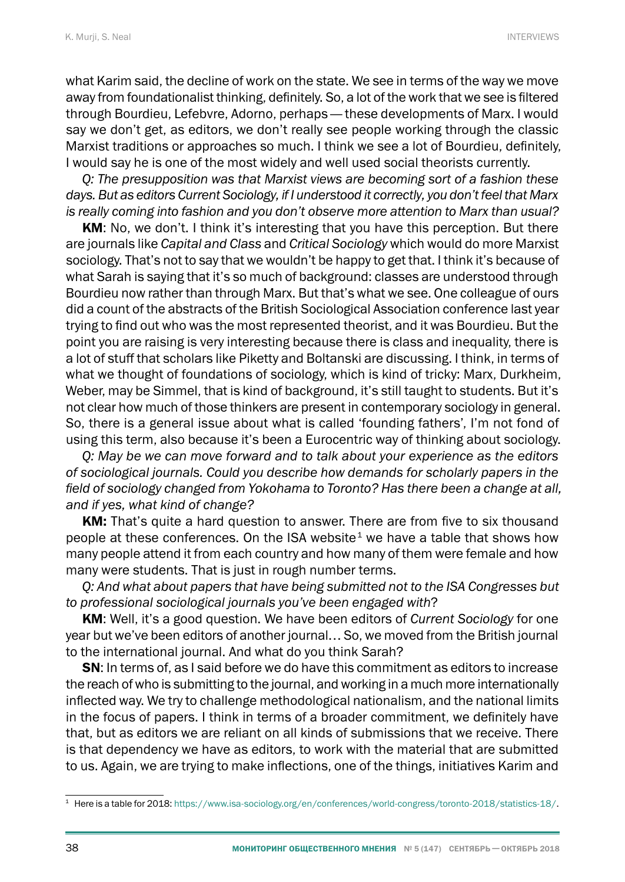what Karim said, the decline of work on the state. We see in terms of the way we move away from foundationalist thinking, definitely. So, a lot of the work that we see is filtered through Bourdieu, Lefebvre, Adorno, perhaps — these developments of Marx. I would say we don't get, as editors, we don't really see people working through the classic Marxist traditions or approaches so much. I think we see a lot of Bourdieu, definitely, I would say he is one of the most widely and well used social theorists currently.

*Q: The presupposition was that Marxist views are becoming sort of a fashion these days. But as editors Current Sociology, if I understood it correctly, you don't feel that Marx is really coming into fashion and you don't observe more attention to Marx than usual?*

**KM**: No, we don't. I think it's interesting that you have this perception. But there are journals like *Capital and Class* and *Critical Sociology* which would do more Marxist sociology. That's not to say that we wouldn't be happy to get that. I think it's because of what Sarah is saying that it's so much of background: classes are understood through Bourdieu now rather than through Marx. But that's what we see. One colleague of ours did a count of the abstracts of the British Sociological Association conference last year trying to find out who was the most represented theorist, and it was Bourdieu. But the point you are raising is very interesting because there is class and inequality, there is a lot of stuff that scholars like Piketty and Boltanski are discussing. I think, in terms of what we thought of foundations of sociology, which is kind of tricky: Marx, Durkheim, Weber, may be Simmel, that is kind of background, it's still taught to students. But it's not clear how much of those thinkers are present in contemporary sociology in general. So, there is a general issue about what is called 'founding fathers', I'm not fond of using this term, also because it's been a Eurocentric way of thinking about sociology.

*Q: May be we can move forward and to talk about your experience as the editors of sociological journals. Could you describe how demands for scholarly papers in the field of sociology changed from Yokohama to Toronto? Has there been a change at all, and if yes, what kind of change?*

**KM:** That's quite a hard question to answer. There are from five to six thousand people at these conferences. On the ISA website[1] we have a table that shows how many people attend it from each country and how many of them were female and how many were students. That is just in rough number terms.

*Q: And what about papers that have being submitted not to the ISA Congresses but to professional sociological journals you've been engaged with*?

**KM**: Well, it's a good question. We have been editors of *Current Sociology* for one year but we've been editors of another journal… So, we moved from the British journal to the international journal. And what do you think Sarah?

**SN**: In terms of, as I said before we do have this commitment as editors to increase the reach of who is submitting to the journal, and working in a much more internationally inflected way. We try to challenge methodological nationalism, and the national limits in the focus of papers. I think in terms of a broader commitment, we definitely have that, but as editors we are reliant on all kinds of submissions that we receive. There is that dependency we have as editors, to work with the material that are submitted to us. Again, we are trying to make inflections, one of the things, initiatives Karim and

[1] Here is a table for 2018: https://www.isa-sociology.org/en/conferences/world-congress/toronto-2018/statistics-18/.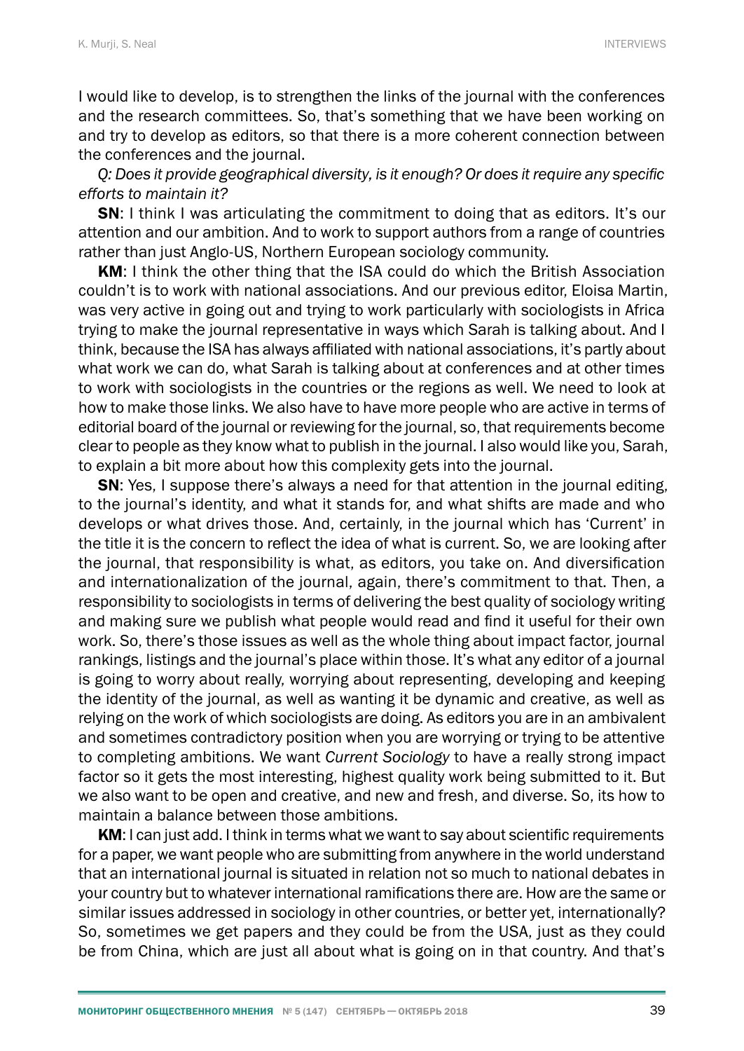I would like to develop, is to strengthen the links of the journal with the conferences and the research committees. So, that's something that we have been working on and try to develop as editors, so that there is a more coherent connection between the conferences and the journal.

*Q: Does it provide geographical diversity, is it enough? Or does it require any specific efforts to maintain it?*

**SN**: I think I was articulating the commitment to doing that as editors. It's our attention and our ambition. And to work to support authors from a range of countries rather than just Anglo-US, Northern European sociology community.

**KM**: I think the other thing that the ISA could do which the British Association couldn't is to work with national associations. And our previous editor, Eloisa Martin, was very active in going out and trying to work particularly with sociologists in Africa trying to make the journal representative in ways which Sarah is talking about. And I think, because the ISA has always affiliated with national associations, it's partly about what work we can do, what Sarah is talking about at conferences and at other times to work with sociologists in the countries or the regions as well. We need to look at how to make those links. We also have to have more people who are active in terms of editorial board of the journal or reviewing for the journal, so, that requirements become clear to people as they know what to publish in the journal. I also would like you, Sarah, to explain a bit more about how this complexity gets into the journal.

**SN**: Yes, I suppose there's always a need for that attention in the journal editing, to the journal's identity, and what it stands for, and what shifts are made and who develops or what drives those. And, certainly, in the journal which has 'Current' in the title it is the concern to reflect the idea of what is current. So, we are looking after the journal, that responsibility is what, as editors, you take on. And diversification and internationalization of the journal, again, there's commitment to that. Then, a responsibility to sociologists in terms of delivering the best quality of sociology writing and making sure we publish what people would read and find it useful for their own work. So, there's those issues as well as the whole thing about impact factor, journal rankings, listings and the journal's place within those. It's what any editor of a journal is going to worry about really, worrying about representing, developing and keeping the identity of the journal, as well as wanting it be dynamic and creative, as well as relying on the work of which sociologists are doing. As editors you are in an ambivalent and sometimes contradictory position when you are worrying or trying to be attentive to completing ambitions. We want *Current Sociology* to have a really strong impact factor so it gets the most interesting, highest quality work being submitted to it. But we also want to be open and creative, and new and fresh, and diverse. So, its how to maintain a balance between those ambitions.

**KM**: I can just add. I think in terms what we want to say about scientific requirements for a paper, we want people who are submitting from anywhere in the world understand that an international journal is situated in relation not so much to national debates in your country but to whatever international ramifications there are. How are the same or similar issues addressed in sociology in other countries, or better yet, internationally? So, sometimes we get papers and they could be from the USA, just as they could be from China, which are just all about what is going on in that country. And that's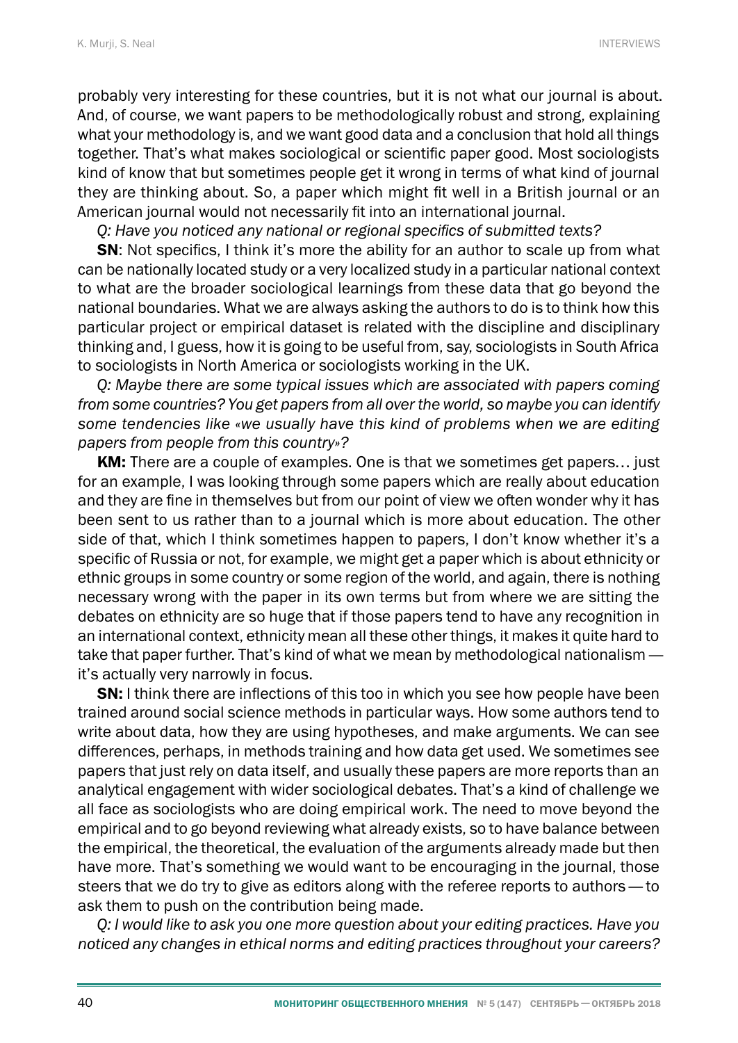probably very interesting for these countries, but it is not what our journal is about. And, of course, we want papers to be methodologically robust and strong, explaining what your methodology is, and we want good data and a conclusion that hold all things together. That's what makes sociological or scientific paper good. Most sociologists kind of know that but sometimes people get it wrong in terms of what kind of journal they are thinking about. So, a paper which might fit well in a British journal or an American journal would not necessarily fit into an international journal.

*Q: Have you noticed any national or regional specifics of submitted texts?*

**SN**: Not specifics, I think it's more the ability for an author to scale up from what can be nationally located study or a very localized study in a particular national context to what are the broader sociological learnings from these data that go beyond the national boundaries. What we are always asking the authors to do is to think how this particular project or empirical dataset is related with the discipline and disciplinary thinking and, I guess, how it is going to be useful from, say, sociologists in South Africa to sociologists in North America or sociologists working in the UK.

*Q: Maybe there are some typical issues which are associated with papers coming from some countries? You get papers from all over the world, so maybe you can identify some tendencies like «we usually have this kind of problems when we are editing papers from people from this country»?*

**KM:** There are a couple of examples. One is that we sometimes get papers… just for an example, I was looking through some papers which are really about education and they are fine in themselves but from our point of view we often wonder why it has been sent to us rather than to a journal which is more about education. The other side of that, which I think sometimes happen to papers, I don't know whether it's a specific of Russia or not, for example, we might get a paper which is about ethnicity or ethnic groups in some country or some region of the world, and again, there is nothing necessary wrong with the paper in its own terms but from where we are sitting the debates on ethnicity are so huge that if those papers tend to have any recognition in an international context, ethnicity mean all these other things, it makes it quite hard to take that paper further. That's kind of what we mean by methodological nationalism — it's actually very narrowly in focus.

**SN:** I think there are inflections of this too in which you see how people have been trained around social science methods in particular ways. How some authors tend to write about data, how they are using hypotheses, and make arguments. We can see differences, perhaps, in methods training and how data get used. We sometimes see papers that just rely on data itself, and usually these papers are more reports than an analytical engagement with wider sociological debates. That's a kind of challenge we all face as sociologists who are doing empirical work. The need to move beyond the empirical and to go beyond reviewing what already exists, so to have balance between the empirical, the theoretical, the evaluation of the arguments already made but then have more. That's something we would want to be encouraging in the journal, those steers that we do try to give as editors along with the referee reports to authors — to ask them to push on the contribution being made.

*Q: I would like to ask you one more question about your editing practices. Have you noticed any changes in ethical norms and editing practices throughout your careers?*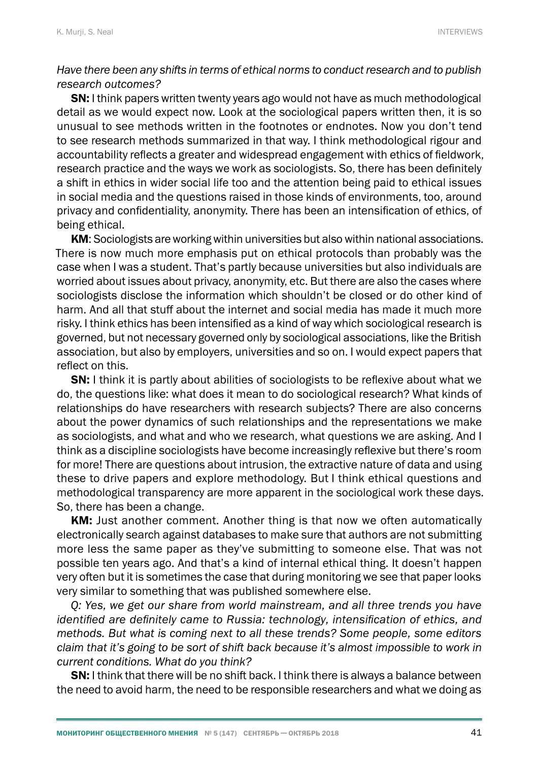*Have there been any shifts in terms of ethical norms to conduct research and to publish research outcomes?*

**SN:** I think papers written twenty years ago would not have as much methodological detail as we would expect now. Look at the sociological papers written then, it is so unusual to see methods written in the footnotes or endnotes. Now you don't tend to see research methods summarized in that way. I think methodological rigour and accountability reflects a greater and widespread engagement with ethics of fieldwork, research practice and the ways we work as sociologists. So, there has been definitely a shift in ethics in wider social life too and the attention being paid to ethical issues in social media and the questions raised in those kinds of environments, too, around privacy and confidentiality, anonymity. There has been an intensification of ethics, of being ethical.

**KM**: Sociologists are working within universities but also within national associations. There is now much more emphasis put on ethical protocols than probably was the case when I was a student. That's partly because universities but also individuals are worried about issues about privacy, anonymity, etc. But there are also the cases where sociologists disclose the information which shouldn't be closed or do other kind of harm. And all that stuff about the internet and social media has made it much more risky. I think ethics has been intensified as a kind of way which sociological research is governed, but not necessary governed only by sociological associations, like the British association, but also by employers, universities and so on. I would expect papers that reflect on this.

**SN:** I think it is partly about abilities of sociologists to be reflexive about what we do, the questions like: what does it mean to do sociological research? What kinds of relationships do have researchers with research subjects? There are also concerns about the power dynamics of such relationships and the representations we make as sociologists, and what and who we research, what questions we are asking. And I think as a discipline sociologists have become increasingly reflexive but there's room for more! There are questions about intrusion, the extractive nature of data and using these to drive papers and explore methodology. But I think ethical questions and methodological transparency are more apparent in the sociological work these days. So, there has been a change.

**KM:** Just another comment. Another thing is that now we often automatically electronically search against databases to make sure that authors are not submitting more less the same paper as they've submitting to someone else. That was not possible ten years ago. And that's a kind of internal ethical thing. It doesn't happen very often but it is sometimes the case that during monitoring we see that paper looks very similar to something that was published somewhere else.

*Q: Yes, we get our share from world mainstream, and all three trends you have identified are definitely came to Russia: technology, intensification of ethics, and methods. But what is coming next to all these trends? Some people, some editors claim that it's going to be sort of shift back because it's almost impossible to work in current conditions. What do you think?*

**SN:** I think that there will be no shift back. I think there is always a balance between the need to avoid harm, the need to be responsible researchers and what we doing as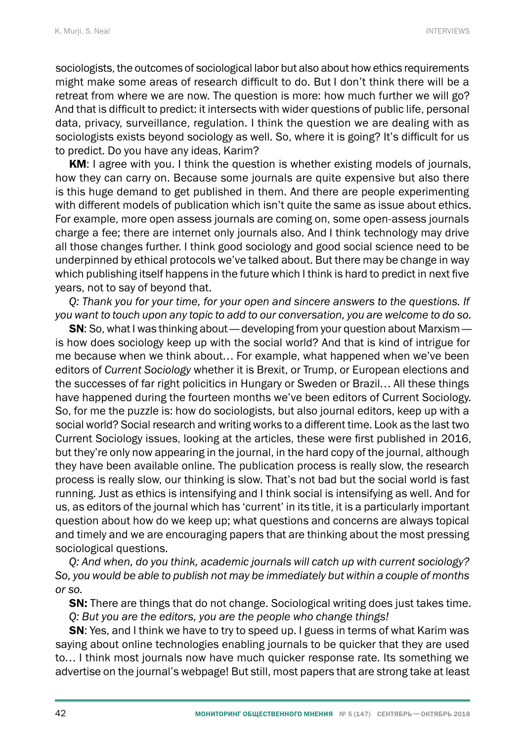sociologists, the outcomes of sociological labor but also about how ethics requirements might make some areas of research difficult to do. But I don't think there will be a retreat from where we are now. The question is more: how much further we will go? And that is difficult to predict: it intersects with wider questions of public life, personal data, privacy, surveillance, regulation. I think the question we are dealing with as sociologists exists beyond sociology as well. So, where it is going? It's difficult for us to predict. Do you have any ideas, Karim?

**KM**: I agree with you. I think the question is whether existing models of journals, how they can carry on. Because some journals are quite expensive but also there is this huge demand to get published in them. And there are people experimenting with different models of publication which isn't quite the same as issue about ethics. For example, more open assess journals are coming on, some open-assess journals charge a fee; there are internet only journals also. And I think technology may drive all those changes further. I think good sociology and good social science need to be underpinned by ethical protocols we've talked about. But there may be change in way which publishing itself happens in the future which I think is hard to predict in next five years, not to say of beyond that.

*Q: Thank you for your time, for your open and sincere answers to the questions. If you want to touch upon any topic to add to our conversation, you are welcome to do so.*

**SN**: So, what I was thinking about — developing from your question about Marxism — is how does sociology keep up with the social world? And that is kind of intrigue for me because when we think about… For example, what happened when we've been editors of *Current Sociology* whether it is Brexit, or Trump, or European elections and the successes of far right policitics in Hungary or Sweden or Brazil… All these things have happened during the fourteen months we've been editors of Current Sociology. So, for me the puzzle is: how do sociologists, but also journal editors, keep up with a social world? Social research and writing works to a different time. Look as the last two Current Sociology issues, looking at the articles, these were first published in 2016, but they're only now appearing in the journal, in the hard copy of the journal, although they have been available online. The publication process is really slow, the research process is really slow, our thinking is slow. That's not bad but the social world is fast running. Just as ethics is intensifying and I think social is intensifying as well. And for us, as editors of the journal which has 'current' in its title, it is a particularly important question about how do we keep up; what questions and concerns are always topical and timely and we are encouraging papers that are thinking about the most pressing sociological questions.

*Q: And when, do you think, academic journals will catch up with current sociology? So, you would be able to publish not may be immediately but within a couple of months or so.*

**SN:** There are things that do not change. Sociological writing does just takes time.

*Q: But you are the editors, you are the people who change things!*

**SN**: Yes, and I think we have to try to speed up. I guess in terms of what Karim was saying about online technologies enabling journals to be quicker that they are used to… I think most journals now have much quicker response rate. Its something we advertise on the journal's webpage! But still, most papers that are strong take at least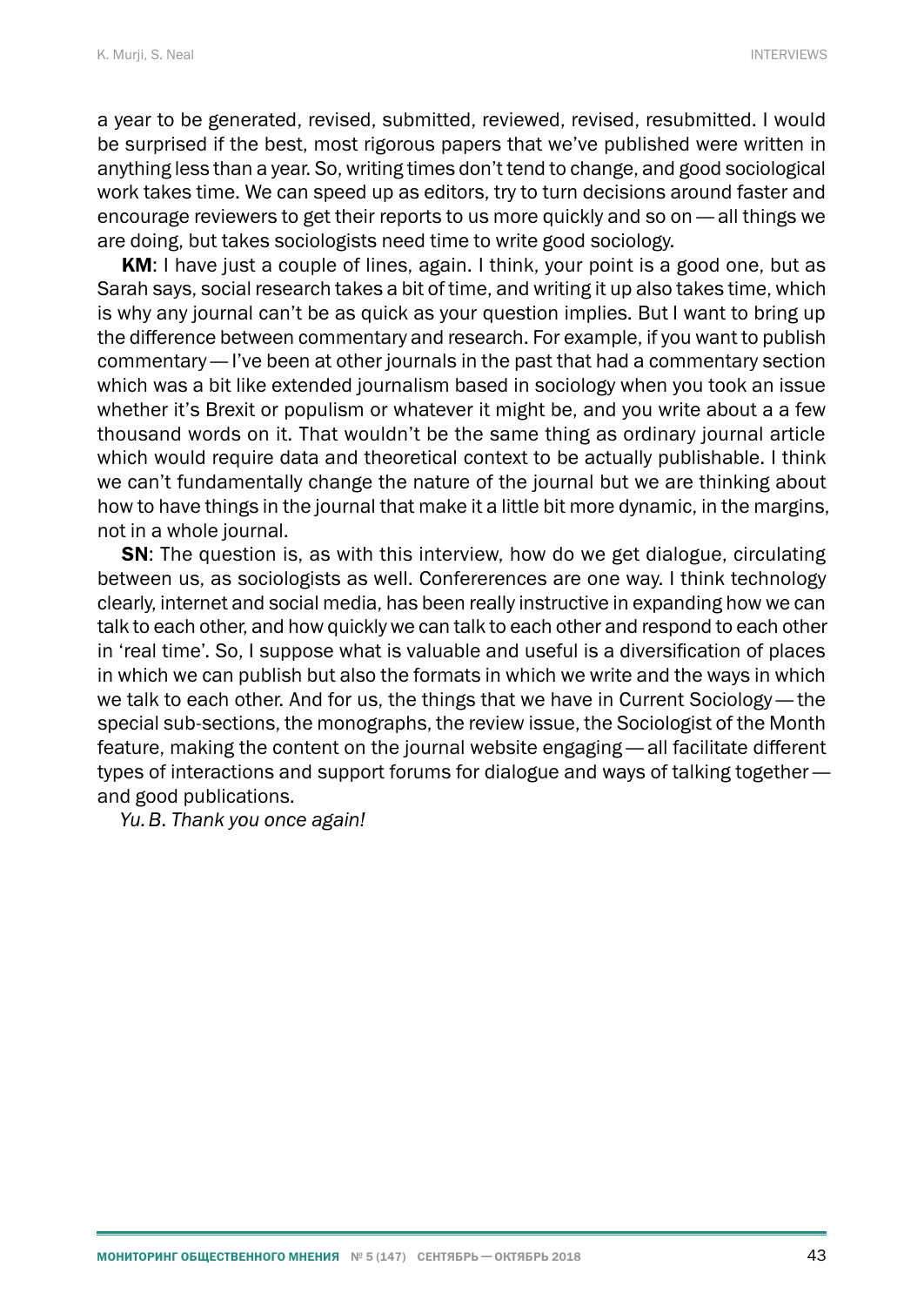a year to be generated, revised, submitted, reviewed, revised, resubmitted. I would be surprised if the best, most rigorous papers that we've published were written in anything less than a year. So, writing times don't tend to change, and good sociological work takes time. We can speed up as editors, try to turn decisions around faster and encourage reviewers to get their reports to us more quickly and so on — all things we are doing, but takes sociologists need time to write good sociology.

**KM**: I have just a couple of lines, again. I think, your point is a good one, but as Sarah says, social research takes a bit of time, and writing it up also takes time, which is why any journal can't be as quick as your question implies. But I want to bring up the difference between commentary and research. For example, if you want to publish commentary — I've been at other journals in the past that had a commentary section which was a bit like extended journalism based in sociology when you took an issue whether it's Brexit or populism or whatever it might be, and you write about a a few thousand words on it. That wouldn't be the same thing as ordinary journal article which would require data and theoretical context to be actually publishable. I think we can't fundamentally change the nature of the journal but we are thinking about how to have things in the journal that make it a little bit more dynamic, in the margins, not in a whole journal.

**SN**: The question is, as with this interview, how do we get dialogue, circulating between us, as sociologists as well. Confererences are one way. I think technology clearly, internet and social media, has been really instructive in expanding how we can talk to each other, and how quickly we can talk to each other and respond to each other in 'real time'. So, I suppose what is valuable and useful is a diversification of places in which we can publish but also the formats in which we write and the ways in which we talk to each other. And for us, the things that we have in Current Sociology — the special sub-sections, the monographs, the review issue, the Sociologist of the Month feature, making the content on the journal website engaging — all facilitate different types of interactions and support forums for dialogue and ways of talking together — and good publications.

*Yu. B. Thank you once again!*